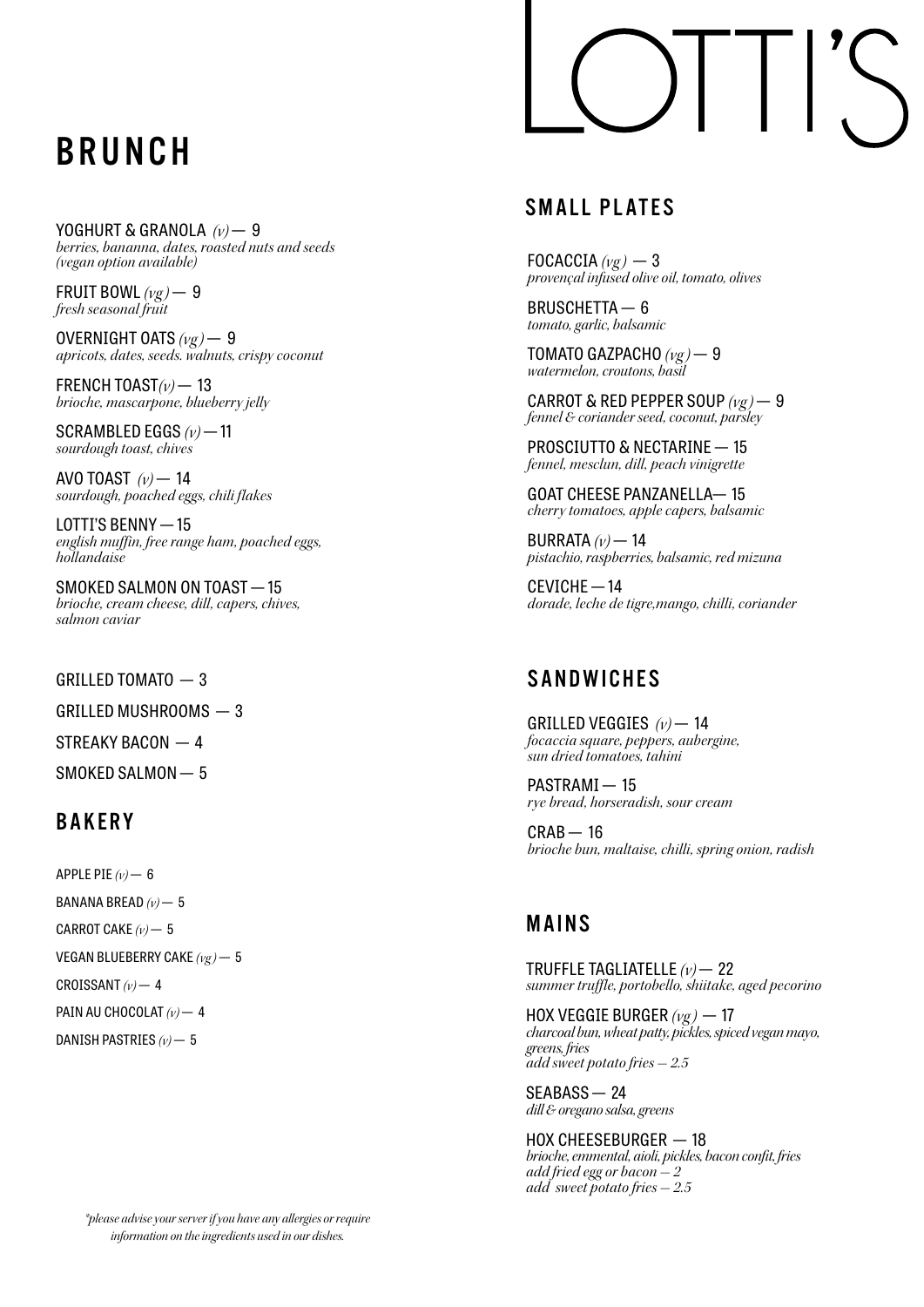# LOTTI'S

## BRUNCH

YOGHURT & GRANOLA *(v)* — 9
*berries, bananna, dates, roasted nuts and seeds (vegan option available)*

FRUIT BOWL *(vg)* — 9
*fresh seasonal fruit*

OVERNIGHT OATS *(vg)* — 9
*apricots, dates, seeds. walnuts, crispy coconut*

FRENCH TOAST*(v)* — 13
*brioche, mascarpone, blueberry jelly*

SCRAMBLED EGGS *(v)* — 11
*sourdough toast, chives*

AVO TOAST *(v)* — 14
*sourdough, poached eggs, chili flakes*

LOTTI'S BENNY — 15
*english muffin, free range ham, poached eggs, hollandaise*

SMOKED SALMON ON TOAST — 15
*brioche, cream cheese, dill, capers, chives, salmon caviar*

GRILLED TOMATO — 3

GRILLED MUSHROOMS — 3

STREAKY BACON — 4

SMOKED SALMON — 5

## BAKERY

APPLE PIE *(v)* — 6

BANANA BREAD *(v)* — 5

CARROT CAKE *(v)* — 5

VEGAN BLUEBERRY CAKE *(vg)* — 5

CROISSANT *(v)* — 4

PAIN AU CHOCOLAT *(v)* — 4

DANISH PASTRIES *(v)* — 5

## SMALL PLATES

FOCACCIA *(vg)* — 3
*provençal infused olive oil, tomato, olives*

BRUSCHETTA — 6
*tomato, garlic, balsamic*

TOMATO GAZPACHO *(vg)* — 9
*watermelon, croutons, basil*

CARROT & RED PEPPER SOUP *(vg)* — 9
*fennel & coriander seed, coconut, parsley*

PROSCIUTTO & NECTARINE — 15
*fennel, mesclun, dill, peach vinigrette*

GOAT CHEESE PANZANELLA— 15
*cherry tomatoes, apple capers, balsamic*

BURRATA *(v)* — 14
*pistachio, raspberries, balsamic, red mizuna*

CEVICHE — 14
*dorade, leche de tigre,mango, chilli, coriander*

## SANDWICHES

GRILLED VEGGIES *(v)* — 14
*focaccia square, peppers, aubergine, sun dried tomatoes, tahini*

PASTRAMI — 15
*rye bread, horseradish, sour cream*

CRAB — 16
*brioche bun, maltaise, chilli, spring onion, radish*

## MAINS

TRUFFLE TAGLIATELLE *(v)* — 22
*summer truffle, portobello, shiitake, aged pecorino*

HOX VEGGIE BURGER *(vg)* — 17
*charcoal bun, wheat patty, pickles, spiced vegan mayo, greens, fries*
*add sweet potato fries – 2.5*

SEABASS — 24
*dill & oregano salsa, greens*

HOX CHEESEBURGER — 18
*brioche, emmental, aioli, pickles, bacon confit, fries*
*add fried egg or bacon – 2*
*add sweet potato fries – 2.5*

*\*please advise your server if you have any allergies or require information on the ingredients used in our dishes.*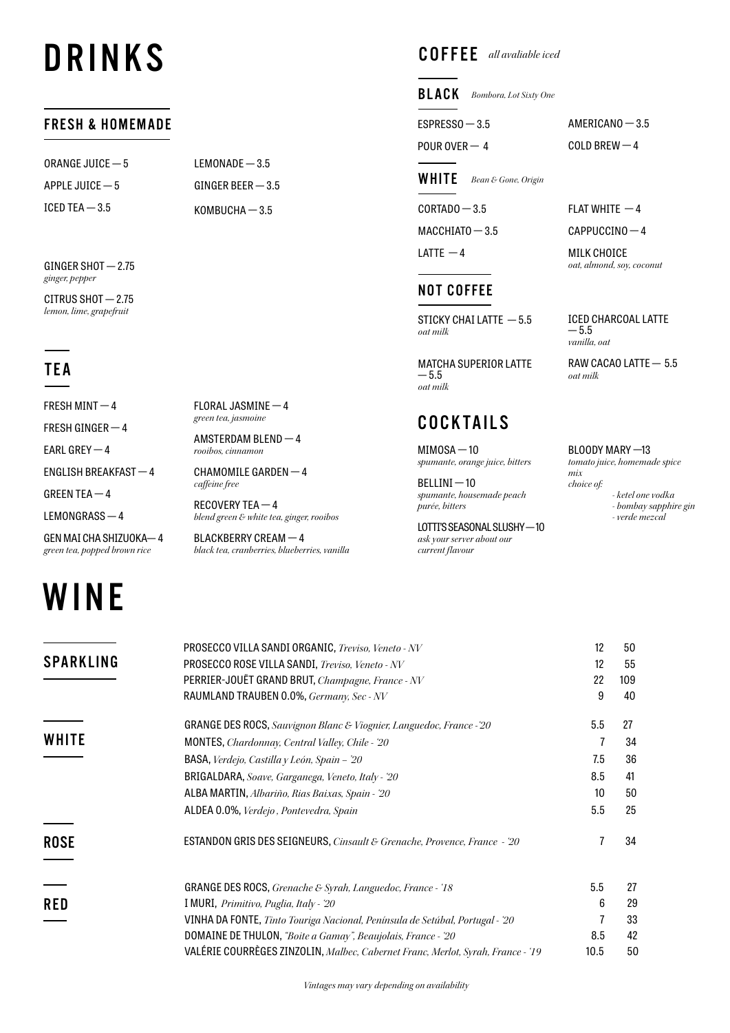# DRINKS

## FRESH & HOMEMADE

ORANGE JUICE — 5

APPLE JUICE — 5

ICED TEA — 3.5

LEMONADE — 3.5

GINGER BEER — 3.5

KOMBUCHA — 3.5

GINGER SHOT — 2.75
*ginger, pepper*

CITRUS SHOT — 2.75
*lemon, lime, grapefruit*

## TEA

FRESH MINT — 4

FRESH GINGER — 4

EARL GREY — 4

ENGLISH BREAKFAST — 4

GREEN TEA — 4

LEMONGRASS — 4

GEN MAI CHA SHIZUOKA— 4
*green tea, popped brown rice*

FLORAL JASMINE — 4
*green tea, jasmoine*

AMSTERDAM BLEND — 4
*rooibos, cinnamon*

CHAMOMILE GARDEN — 4
*caffeine free*

RECOVERY TEA — 4
*blend green & white tea, ginger, rooibos*

BLACKBERRY CREAM — 4
*black tea, cranberries, blueberries, vanilla*

## COFFEE *all avaliable iced*

### BLACK *Bombora, Lot Sixty One*

ESPRESSO — 3.5

POUR OVER — 4

AMERICANO — 3.5

COLD BREW — 4

### WHITE *Bean & Gone, Origin*

CORTADO — 3.5

MACCHIATO — 3.5

LATTE — 4

FLAT WHITE — 4

CAPPUCCINO — 4

MILK CHOICE
*oat, almond, soy, coconut*

## NOT COFFEE

STICKY CHAI LATTE — 5.5
*oat milk*

MATCHA SUPERIOR LATTE — 5.5
*oat milk*

ICED CHARCOAL LATTE — 5.5
*vanilla, oat*

RAW CACAO LATTE — 5.5
*oat milk*

## COCKTAILS

MIMOSA — 10
*spumante, orange juice, bitters*

BELLINI — 10
*spumante, housemade peach purée, bitters*

LOTTI'S SEASONAL SLUSHY — 10
*ask your server about our current flavour*

BLOODY MARY —13
*tomato juice, homemade spice mix*
*choice of:*
- *ketel one vodka*
- *bombay sapphire gin*
- *verde mezcal*

# WINE

## SPARKLING

| | | |
|---|---|---|
| PROSECCO VILLA SANDI ORGANIC, *Treviso, Veneto - NV* | 12 | 50 |
| PROSECCO ROSE VILLA SANDI, *Treviso, Veneto - NV* | 12 | 55 |
| PERRIER-JOUËT GRAND BRUT, *Champagne, France - NV* | 22 | 109 |
| RAUMLAND TRAUBEN 0.0%, *Germany, Sec - NV* | 9 | 40 |

## WHITE

| | | |
|---|---|---|
| GRANGE DES ROCS, *Sauvignon Blanc & Viognier, Languedoc, France -'20* | 5.5 | 27 |
| MONTES, *Chardonnay, Central Valley, Chile - '20* | 7 | 34 |
| BASA, *Verdejo, Castilla y León, Spain – '20* | 7.5 | 36 |
| BRIGALDARA, *Soave, Garganega, Veneto, Italy - '20* | 8.5 | 41 |
| ALBA MARTIN, *Albariño, Rias Baixas, Spain - '20* | 10 | 50 |
| ALDEA 0.0%, *Verdejo , Pontevedra, Spain* | 5.5 | 25 |

## ROSE

| | | |
|---|---|---|
| ESTANDON GRIS DES SEIGNEURS, *Cinsault & Grenache, Provence, France - '20* | 7 | 34 |

## RED

| | | |
|---|---|---|
| GRANGE DES ROCS, *Grenache & Syrah, Languedoc, France - '18* | 5.5 | 27 |
| I MURI, *Primitivo, Puglia, Italy - '20* | 6 | 29 |
| VINHA DA FONTE, *Tinto Touriga Nacional, Península de Setúbal, Portugal - '20* | 7 | 33 |
| DOMAINE DE THULON, *"Boite a Gamay", Beaujolais, France - '20* | 8.5 | 42 |
| VALÉRIE COURRÈGES ZINZOLIN, *Malbec, Cabernet Franc, Merlot, Syrah, France - '19* | 10.5 | 50 |

*Vintages may vary depending on availability*